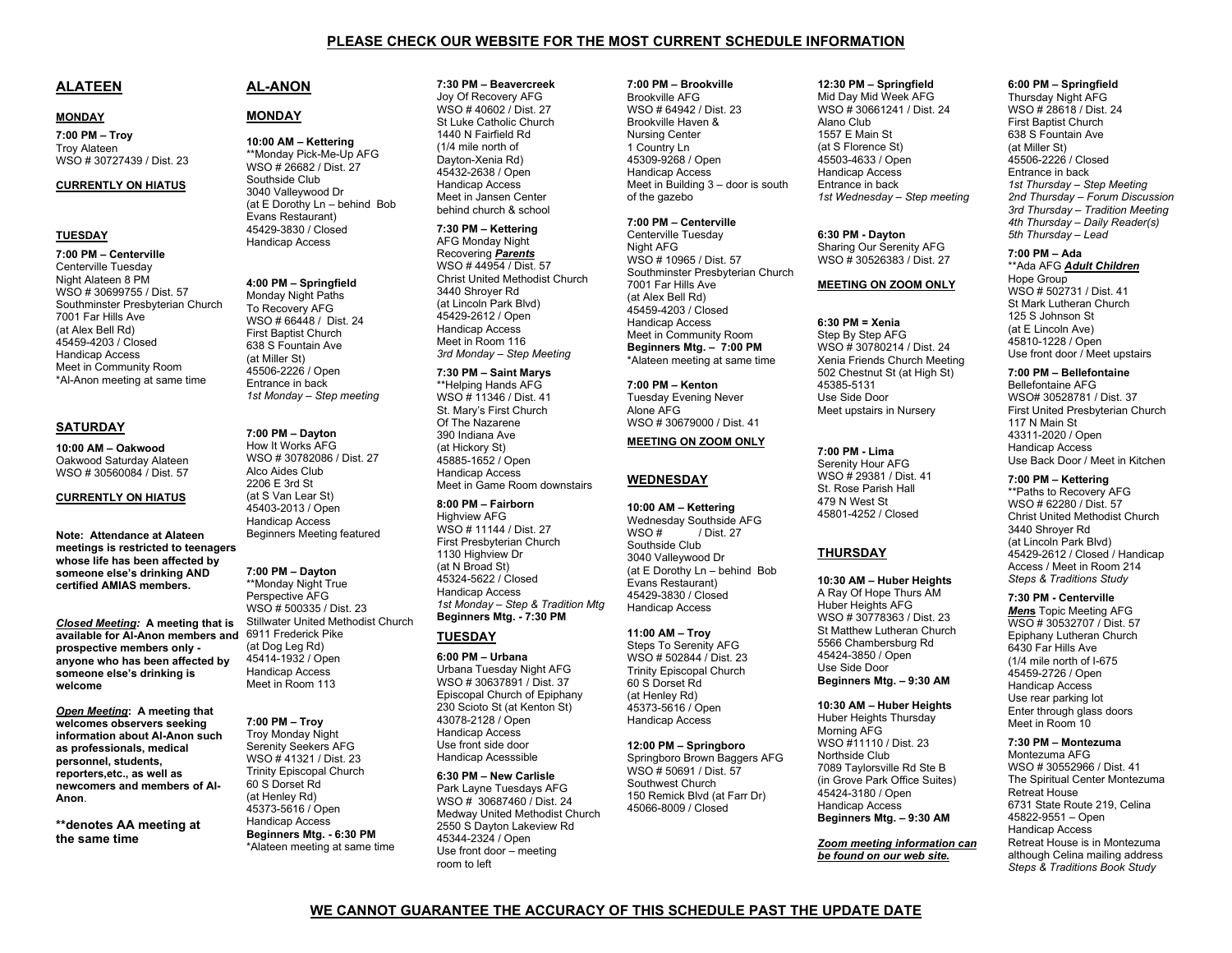**PLEASE CHECK OUR WEBSITE FOR THE MOST CURRENT SCHEDULE INFORMATION**

## ALATEEN

### MONDAY

**7:00 PM – Troy**
Troy Alateen
WSO # 30727439 / Dist. 23

**CURRENTLY ON HIATUS**

### TUESDAY

**7:00 PM – Centerville**
Centerville Tuesday
Night Alateen 8 PM
WSO # 30699755 / Dist. 57
Southminster Presbyterian Church
7001 Far Hills Ave
(at Alex Bell Rd)
45459-4203 / Closed
Handicap Access
Meet in Community Room
*Al-Anon meeting at same time

### SATURDAY

**10:00 AM – Oakwood**
Oakwood Saturday Alateen
WSO # 30560084 / Dist. 57

**CURRENTLY ON HIATUS**

**Note: Attendance at Alateen meetings is restricted to teenagers whose life has been affected by someone else's drinking AND certified AMIAS members.**

***Closed Meeting:*** **A meeting that is available for Al-Anon members and prospective members only - anyone who has been affected by someone else's drinking is welcome**

***Open Meeting*****: A meeting that welcomes observers seeking information about Al-Anon such as professionals, medical personnel, students, reporters,etc., as well as newcomers and members of Al-Anon**.

**\*\*denotes AA meeting at the same time**

## AL-ANON

### MONDAY

**10:00 AM – Kettering**
\*\*Monday Pick-Me-Up AFG
WSO # 26682 / Dist. 27
Southside Club
3040 Valleywood Dr
(at E Dorothy Ln – behind Bob Evans Restaurant)
45429-3830 / Closed
Handicap Access

**4:00 PM – Springfield**
Monday Night Paths
To Recovery AFG
WSO # 66448 / Dist. 24
First Baptist Church
638 S Fountain Ave
(at Miller St)
45506-2226 / Open
Entrance in back
*1st Monday – Step meeting*

**7:00 PM – Dayton**
How It Works AFG
WSO # 30782086 / Dist. 27
Alco Aides Club
2206 E 3rd St
(at S Van Lear St)
45403-2013 / Open
Handicap Access
Beginners Meeting featured

**7:00 PM – Dayton**
\*\*Monday Night True
Perspective AFG
WSO # 500335 / Dist. 23
Stillwater United Methodist Church
6911 Frederick Pike
(at Dog Leg Rd)
45414-1932 / Open
Handicap Access
Meet in Room 113

**7:00 PM – Troy**
Troy Monday Night
Serenity Seekers AFG
WSO # 41321 / Dist. 23
Trinity Episcopal Church
60 S Dorset Rd
(at Henley Rd)
45373-5616 / Open
Handicap Access
**Beginners Mtg. - 6:30 PM**
*Alateen meeting at same time

**7:30 PM – Beavercreek**
Joy Of Recovery AFG
WSO # 40602 / Dist. 27
St Luke Catholic Church
1440 N Fairfield Rd
(1/4 mile north of Dayton-Xenia Rd)
45432-2638 / Open
Handicap Access
Meet in Jansen Center behind church & school

**7:30 PM – Kettering**
AFG Monday Night
Recovering ***Parents***
WSO # 44954 / Dist. 57
Christ United Methodist Church
3440 Shroyer Rd
(at Lincoln Park Blvd)
45429-2612 / Open
Handicap Access
Meet in Room 116
*3rd Monday – Step Meeting*

**7:30 PM – Saint Marys**
\*\*Helping Hands AFG
WSO # 11346 / Dist. 41
St. Mary's First Church
Of The Nazarene
390 Indiana Ave
(at Hickory St)
45885-1652 / Open
Handicap Access
Meet in Game Room downstairs

**8:00 PM – Fairborn**
Highview AFG
WSO # 11144 / Dist. 27
First Presbyterian Church
1130 Highview Dr
(at N Broad St)
45324-5622 / Closed
Handicap Access
*1st Monday – Step & Tradition Mtg*
**Beginners Mtg. - 7:30 PM**

### TUESDAY

**6:00 PM – Urbana**
Urbana Tuesday Night AFG
WSO # 30637891 / Dist. 37
Episcopal Church of Epiphany
230 Scioto St (at Kenton St)
43078-2128 / Open
Handicap Access
Use front side door
Handicap Acesssible

**6:30 PM – New Carlisle**
Park Layne Tuesdays AFG
WSO # 30687460 / Dist. 24
Medway United Methodist Church
2550 S Dayton Lakeview Rd
45344-2324 / Open
Use front door – meeting room to left

**7:00 PM – Brookville**
Brookville AFG
WSO # 64942 / Dist. 23
Brookville Haven &
Nursing Center
1 Country Ln
45309-9268 / Open
Handicap Access
Meet in Building 3 – door is south of the gazebo

**7:00 PM – Centerville**
Centerville Tuesday
Night AFG
WSO # 10965 / Dist. 57
Southminster Presbyterian Church
7001 Far Hills Ave
(at Alex Bell Rd)
45459-4203 / Closed
Handicap Access
Meet in Community Room
**Beginners Mtg. – 7:00 PM**
*Alateen meeting at same time

**7:00 PM – Kenton**
Tuesday Evening Never
Alone AFG
WSO # 30679000 / Dist. 41

**MEETING ON ZOOM ONLY**

### WEDNESDAY

**10:00 AM – Kettering**
Wednesday Southside AFG
WSO # / Dist. 27
Southside Club
3040 Valleywood Dr
(at E Dorothy Ln – behind Bob Evans Restaurant)
45429-3830 / Closed
Handicap Access

**11:00 AM – Troy**
Steps To Serenity AFG
WSO # 502844 / Dist. 23
Trinity Episcopal Church
60 S Dorset Rd
(at Henley Rd)
45373-5616 / Open
Handicap Access

**12:00 PM – Springboro**
Springboro Brown Baggers AFG
WSO # 50691 / Dist. 57
Southwest Church
150 Remick Blvd (at Farr Dr)
45066-8009 / Closed

**12:30 PM – Springfield**
Mid Day Mid Week AFG
WSO # 30661241 / Dist. 24
Alano Club
1557 E Main St
(at S Florence St)
45503-4633 / Open
Handicap Access
Entrance in back
*1st Wednesday – Step meeting*

**6:30 PM - Dayton**
Sharing Our Serenity AFG
WSO # 30526383 / Dist. 27

**MEETING ON ZOOM ONLY**

**6:30 PM = Xenia**
Step By Step AFG
WSO # 30780214 / Dist. 24
Xenia Friends Church Meeting
502 Chestnut St (at High St)
45385-5131
Use Side Door
Meet upstairs in Nursery

**7:00 PM - Lima**
Serenity Hour AFG
WSO # 29381 / Dist. 41
St. Rose Parish Hall
479 N West St
45801-4252 / Closed

### THURSDAY

**10:30 AM – Huber Heights**
A Ray Of Hope Thurs AM
Huber Heights AFG
WSO # 30778363 / Dist. 23
St Matthew Lutheran Church
5566 Chambersburg Rd
45424-3850 / Open
Use Side Door
**Beginners Mtg. – 9:30 AM**

**10:30 AM – Huber Heights**
Huber Heights Thursday
Morning AFG
WSO #11110 / Dist. 23
Northside Club
7089 Taylorsville Rd Ste B
(in Grove Park Office Suites)
45424-3180 / Open
Handicap Access
**Beginners Mtg. – 9:30 AM**

***Zoom meeting information can be found on our web site.***

**6:00 PM – Springfield**
Thursday Night AFG
WSO # 28618 / Dist. 24
First Baptist Church
638 S Fountain Ave
(at Miller St)
45506-2226 / Closed
Entrance in back
*1st Thursday – Step Meeting*
*2nd Thursday – Forum Discussion*
*3rd Thursday – Tradition Meeting*
*4th Thursday – Daily Reader(s)*
*5th Thursday – Lead*

**7:00 PM – Ada**
\*\*Ada AFG ***Adult Children***
Hope Group
WSO # 502731 / Dist. 41
St Mark Lutheran Church
125 S Johnson St
(at E Lincoln Ave)
45810-1228 / Open
Use front door / Meet upstairs

**7:00 PM – Bellefontaine**
Bellefontaine AFG
WSO# 30528781 / Dist. 37
First United Presbyterian Church
117 N Main St
43311-2020 / Open
Handicap Access
Use Back Door / Meet in Kitchen

**7:00 PM – Kettering**
\*\*Paths to Recovery AFG
WSO # 62280 / Dist. 57
Christ United Methodist Church
3440 Shroyer Rd
(at Lincoln Park Blvd)
45429-2612 / Closed / Handicap Access / Meet in Room 214
*Steps & Traditions Study*

**7:30 PM - Centerville**
***Mens*** Topic Meeting AFG
WSO # 30532707 / Dist. 57
Epiphany Lutheran Church
6430 Far Hills Ave
(1/4 mile north of I-675
45459-2726 / Open
Handicap Access
Use rear parking lot
Enter through glass doors
Meet in Room 10

**7:30 PM – Montezuma**
Montezuma AFG
WSO # 30552966 / Dist. 41
The Spiritual Center Montezuma
Retreat House
6731 State Route 219, Celina
45822-9551 – Open
Handicap Access
Retreat House is in Montezuma although Celina mailing address
*Steps & Traditions Book Study*

**WE CANNOT GUARANTEE THE ACCURACY OF THIS SCHEDULE PAST THE UPDATE DATE**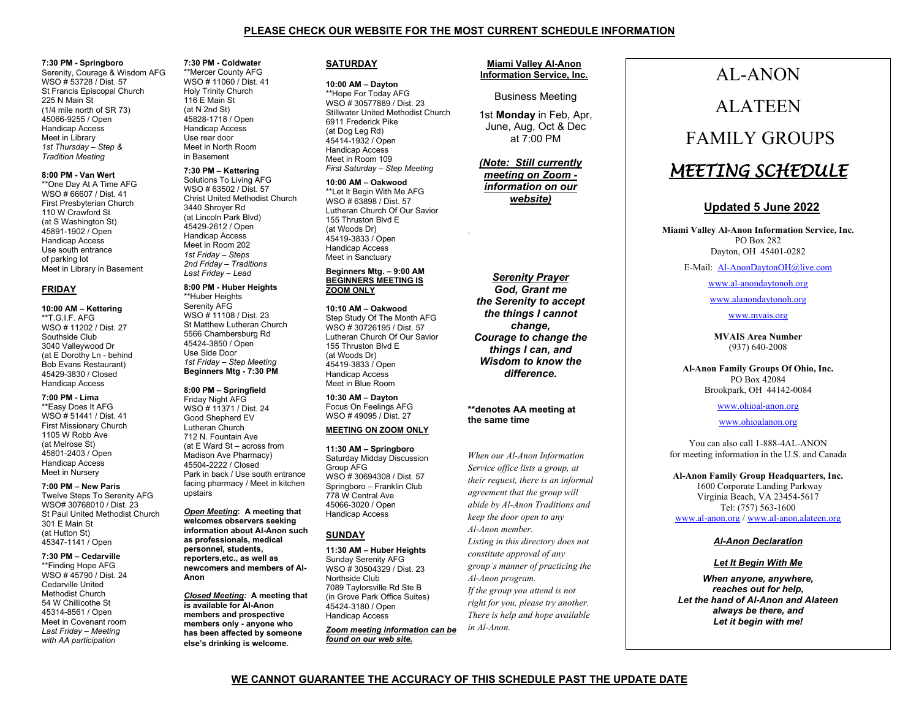**PLEASE CHECK OUR WEBSITE FOR THE MOST CURRENT SCHEDULE INFORMATION**

**7:30 PM - Springboro**
Serenity, Courage & Wisdom AFG
WSO # 53728 / Dist. 57
St Francis Episcopal Church
225 N Main St
(1/4 mile north of SR 73)
45066-9255 / Open
Handicap Access
Meet in Library
*1st Thursday – Step & Tradition Meeting*

**8:00 PM - Van Wert**
**One Day At A Time AFG
WSO # 66607 / Dist. 41
First Presbyterian Church
110 W Crawford St
(at S Washington St)
45891-1902 / Open
Handicap Access
Use south entrance of parking lot
Meet in Library in Basement

## FRIDAY

**10:00 AM – Kettering**
**T.G.I.F. AFG
WSO # 11202 / Dist. 27
Southside Club
3040 Valleywood Dr
(at E Dorothy Ln - behind Bob Evans Restaurant)
45429-3830 / Closed
Handicap Access

**7:00 PM - Lima**
**Easy Does It AFG
WSO # 51441 / Dist. 41
First Missionary Church
1105 W Robb Ave
(at Melrose St)
45801-2403 / Open
Handicap Access
Meet in Nursery

**7:00 PM – New Paris**
Twelve Steps To Serenity AFG
WSO# 30768010 / Dist. 23
St Paul United Methodist Church
301 E Main St
(at Hutton St)
45347-1141 / Open

**7:30 PM – Cedarville**
**Finding Hope AFG
WSO # 45790 / Dist. 24
Cedarville United Methodist Church
54 W Chillicothe St
45314-8561 / Open
Meet in Covenant room
*Last Friday – Meeting with AA participation*

**7:30 PM - Coldwater**
**Mercer County AFG
WSO # 11060 / Dist. 41
Holy Trinity Church
116 E Main St
(at N 2nd St)
45828-1718 / Open
Handicap Access
Use rear door
Meet in North Room in Basement

**7:30 PM – Kettering**
Solutions To Living AFG
WSO # 63502 / Dist. 57
Christ United Methodist Church
3440 Shroyer Rd
(at Lincoln Park Blvd)
45429-2612 / Open
Handicap Access
Meet in Room 202
*1st Friday – Steps*
*2nd Friday – Traditions*
*Last Friday – Lead*

**8:00 PM - Huber Heights**
**Huber Heights Serenity AFG
WSO # 11108 / Dist. 23
St Matthew Lutheran Church
5566 Chambersburg Rd
45424-3850 / Open
Use Side Door
*1st Friday – Step Meeting*
**Beginners Mtg - 7:30 PM**

**8:00 PM – Springfield**
Friday Night AFG
WSO # 11371 / Dist. 24
Good Shepherd EV Lutheran Church
712 N. Fountain Ave
(at E Ward St – across from Madison Ave Pharmacy)
45504-2222 / Closed
Park in back / Use south entrance facing pharmacy / Meet in kitchen upstairs

***Open Meeting*: A meeting that welcomes observers seeking information about Al-Anon such as professionals, medical personnel, students, reporters,etc., as well as newcomers and members of Al-Anon**

***Closed Meeting*: A meeting that is available for Al-Anon members and prospective members only - anyone who has been affected by someone else's drinking is welcome.**

## SATURDAY

**10:00 AM – Dayton**
**Hope For Today AFG
WSO # 30577889 / Dist. 23
Stillwater United Methodist Church
6911 Frederick Pike
(at Dog Leg Rd)
45414-1932 / Open
Handicap Access
Meet in Room 109
*First Saturday – Step Meeting*

**10:00 AM – Oakwood**
**Let It Begin With Me AFG
WSO # 63898 / Dist. 57
Lutheran Church Of Our Savior
155 Thruston Blvd E
(at Woods Dr)
45419-3833 / Open
Handicap Access
Meet in Sanctuary

**Beginners Mtg. – 9:00 AM**
**BEGINNERS MEETING IS ZOOM ONLY**

**10:10 AM – Oakwood**
Step Study Of The Month AFG
WSO # 30726195 / Dist. 57
Lutheran Church Of Our Savior
155 Thruston Blvd E
(at Woods Dr)
45419-3833 / Open
Handicap Access
Meet in Blue Room

**10:30 AM – Dayton**
Focus On Feelings AFG
WSO # 49095 / Dist. 27

**MEETING ON ZOOM ONLY**

**11:30 AM – Springboro**
Saturday Midday Discussion Group AFG
WSO # 30694308 / Dist. 57
Springboro – Franklin Club
778 W Central Ave
45066-3020 / Open
Handicap Access

## SUNDAY

**11:30 AM – Huber Heights**
Sunday Serenity AFG
WSO # 30504329 / Dist. 23
Northside Club
7089 Taylorsville Rd Ste B
(in Grove Park Office Suites)
45424-3180 / Open
Handicap Access

***Zoom meeting information can be found on our web site.***

**Miami Valley Al-Anon Information Service, Inc.**

Business Meeting

1st **Monday** in Feb, Apr, June, Aug, Oct & Dec at 7:00 PM

***(Note: Still currently meeting on Zoom - information on our website)***

***Serenity Prayer***
***God, Grant me the Serenity to accept the things I cannot change,***
***Courage to change the things I can, and***
***Wisdom to know the difference.***

****denotes AA meeting at the same time**

*When our Al-Anon Information Service office lists a group, at their request, there is an informal agreement that the group will abide by Al-Anon Traditions and keep the door open to any Al-Anon member.*
*Listing in this directory does not constitute approval of any group's manner of practicing the Al-Anon program.*
*If the group you attend is not right for you, please try another. There is help and hope available in Al-Anon.*

# AL-ANON ALATEEN FAMILY GROUPS

# *MEETING SCHEDULE*

## Updated 5 June 2022

**Miami Valley Al-Anon Information Service, Inc.**
PO Box 282
Dayton, OH 45401-0282

E-Mail: Al-AnonDaytonOH@live.com

www.al-anondaytonoh.org

www.alanondaytonoh.org

www.mvais.org

**MVAIS Area Number**
(937) 640-2008

**Al-Anon Family Groups Of Ohio, Inc.**
PO Box 42084
Brookpark, OH 44142-0084

www.ohioal-anon.org

www.ohioalanon.org

You can also call 1-888-4AL-ANON for meeting information in the U.S. and Canada

**Al-Anon Family Group Headquarters, Inc.**
1600 Corporate Landing Parkway
Virginia Beach, VA 23454-5617
Tel: (757) 563-1600
www.al-anon.org / www.al-anon.alateen.org

***Al-Anon Declaration***

***Let It Begin With Me***

***When anyone, anywhere, reaches out for help,***
***Let the hand of Al-Anon and Alateen always be there, and***
***Let it begin with me!***

**WE CANNOT GUARANTEE THE ACCURACY OF THIS SCHEDULE PAST THE UPDATE DATE**